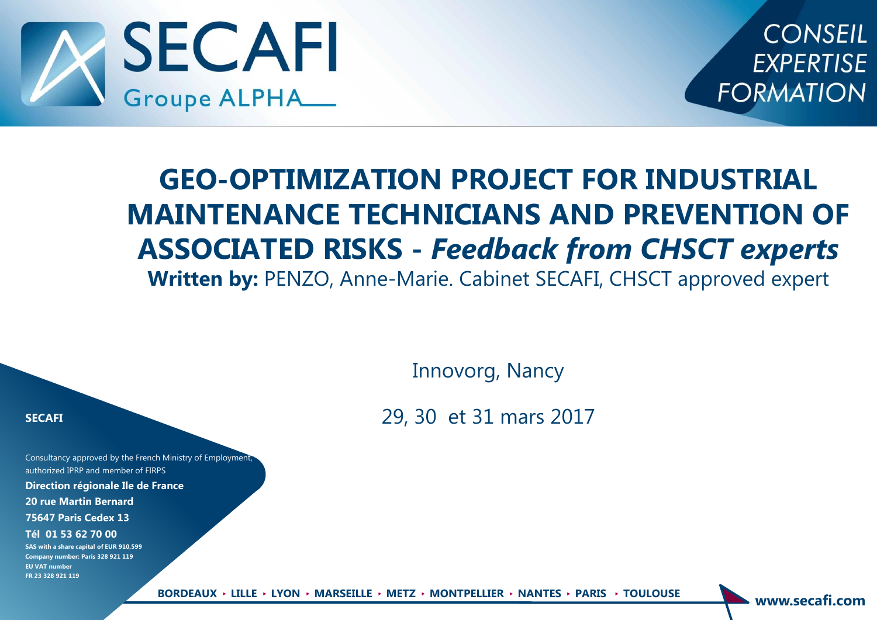SECAFI

Groupe ALPHA

CONSEIL
EXPERTISE
FORMATION

# GEO-OPTIMIZATION PROJECT FOR INDUSTRIAL MAINTENANCE TECHNICIANS AND PREVENTION OF ASSOCIATED RISKS - *Feedback from CHSCT experts*

**Written by:** PENZO, Anne-Marie. Cabinet SECAFI, CHSCT approved expert

Innovorg, Nancy

29, 30 et 31 mars 2017

**SECAFI**

Consultancy approved by the French Ministry of Employment, authorized IPRP and member of FIRPS

**Direction régionale Ile de France**

**20 rue Martin Bernard**

**75647 Paris Cedex 13**

**Tél 01 53 62 70 00**

**SAS with a share capital of EUR 910,599**
**Company number: Paris 328 921 119**
**EU VAT number**
**FR 23 328 921 119**

**BORDEAUX ‣ LILLE ‣ LYON ‣ MARSEILLE ‣ METZ ‣ MONTPELLIER ‣ NANTES ‣ PARIS ‣ TOULOUSE**

**www.secafi.com**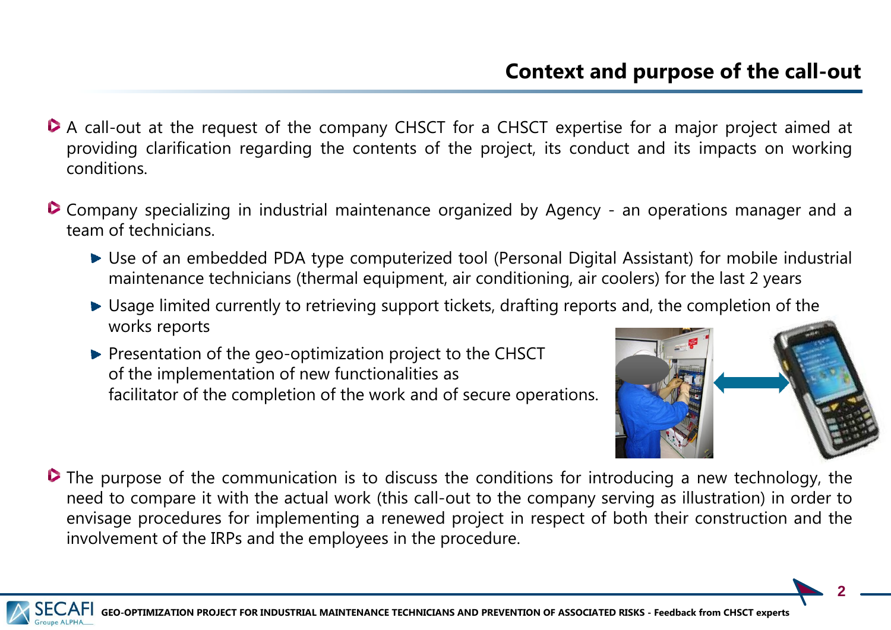## Context and purpose of the call-out

- A call-out at the request of the company CHSCT for a CHSCT expertise for a major project aimed at providing clarification regarding the contents of the project, its conduct and its impacts on working conditions.

- Company specializing in industrial maintenance organized by Agency - an operations manager and a team of technicians.
  - Use of an embedded PDA type computerized tool (Personal Digital Assistant) for mobile industrial maintenance technicians (thermal equipment, air conditioning, air coolers) for the last 2 years
  - Usage limited currently to retrieving support tickets, drafting reports and, the completion of the works reports
  - Presentation of the geo-optimization project to the CHSCT of the implementation of new functionalities as facilitator of the completion of the work and of secure operations.

- The purpose of the communication is to discuss the conditions for introducing a new technology, the need to compare it with the actual work (this call-out to the company serving as illustration) in order to envisage procedures for implementing a renewed project in respect of both their construction and the involvement of the IRPs and the employees in the procedure.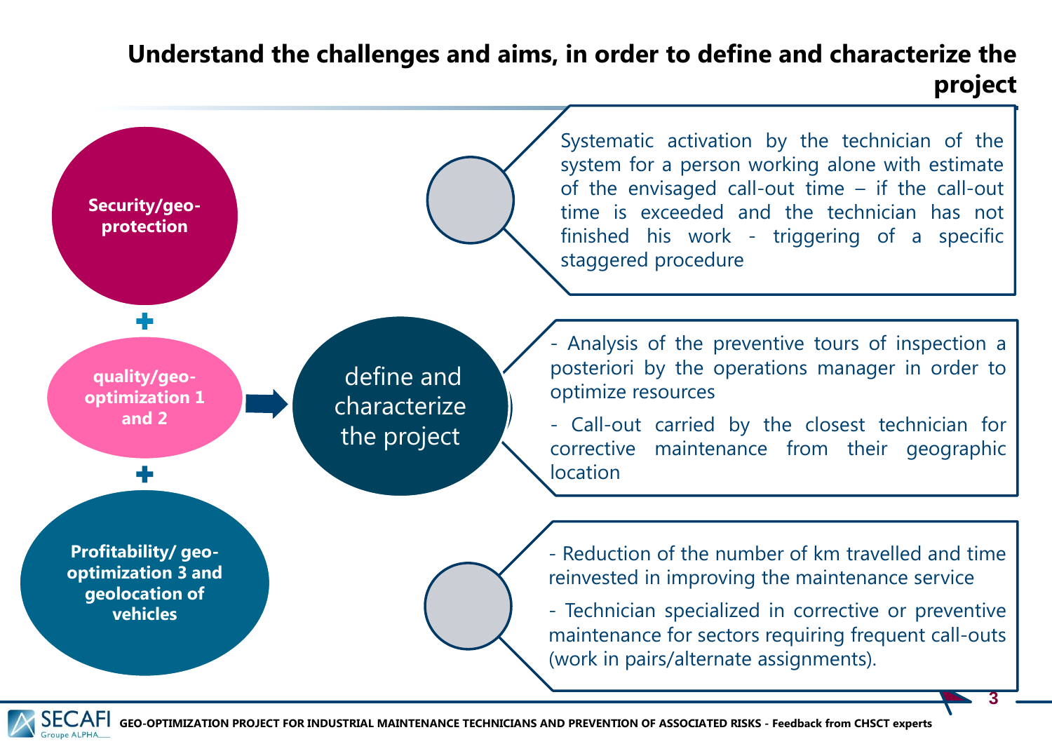# Understand the challenges and aims, in order to define and characterize the project

**Security/geo-protection**

+

**quality/geo-optimization 1 and 2**

+

**Profitability/ geo-optimization 3 and geolocation of vehicles**

define and characterize the project

Systematic activation by the technician of the system for a person working alone with estimate of the envisaged call-out time – if the call-out time is exceeded and the technician has not finished his work - triggering of a specific staggered procedure

- Analysis of the preventive tours of inspection a posteriori by the operations manager in order to optimize resources
- Call-out carried by the closest technician for corrective maintenance from their geographic location

- Reduction of the number of km travelled and time reinvested in improving the maintenance service
- Technician specialized in corrective or preventive maintenance for sectors requiring frequent call-outs (work in pairs/alternate assignments).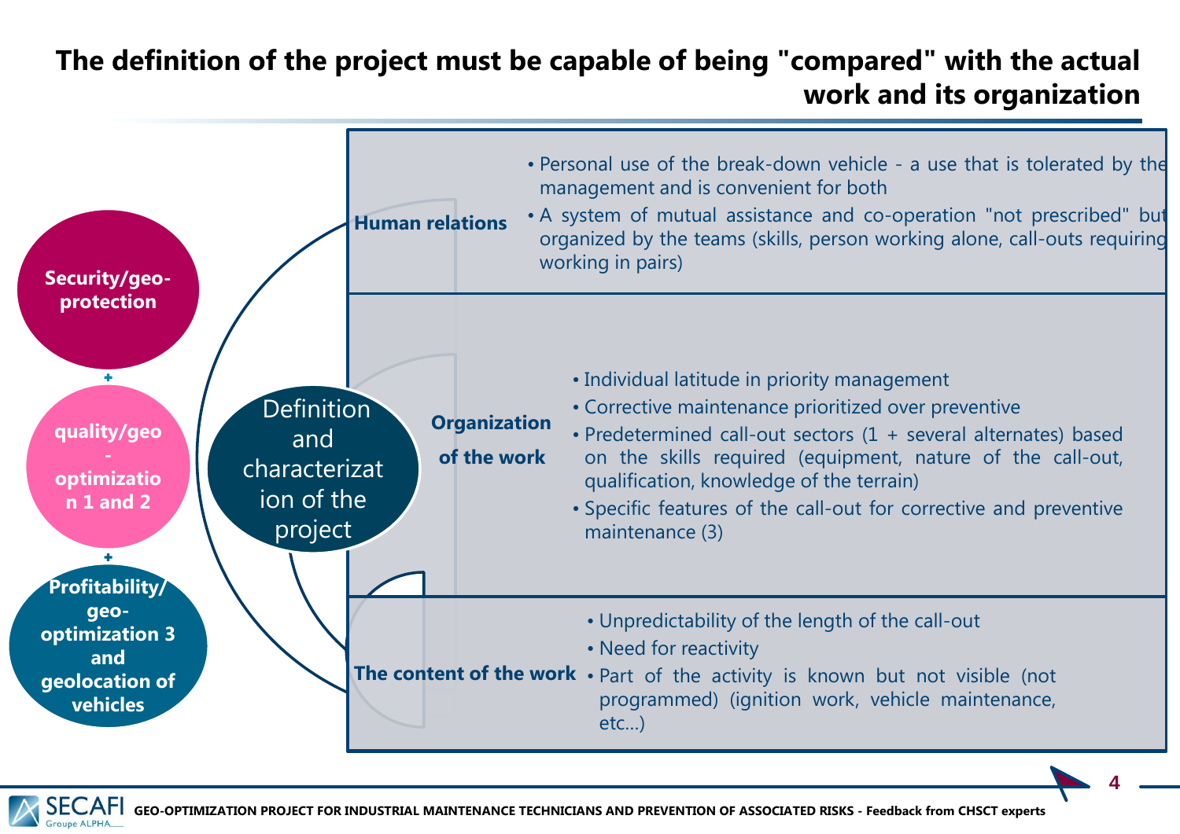# The definition of the project must be capable of being "compared" with the actual work and its organization

**Security/geo-protection**

+

**quality/geo-optimization 1 and 2**

+

**Profitability/ geo-optimization 3 and geolocation of vehicles**

Definition and characterization of the project

**Human relations**

- Personal use of the break-down vehicle - a use that is tolerated by the management and is convenient for both
- A system of mutual assistance and co-operation "not prescribed" but organized by the teams (skills, person working alone, call-outs requiring working in pairs)

**Organization of the work**

- Individual latitude in priority management
- Corrective maintenance prioritized over preventive
- Predetermined call-out sectors (1 + several alternates) based on the skills required (equipment, nature of the call-out, qualification, knowledge of the terrain)
- Specific features of the call-out for corrective and preventive maintenance (3)

**The content of the work**

- Unpredictability of the length of the call-out
- Need for reactivity
- Part of the activity is known but not visible (not programmed) (ignition work, vehicle maintenance, etc...)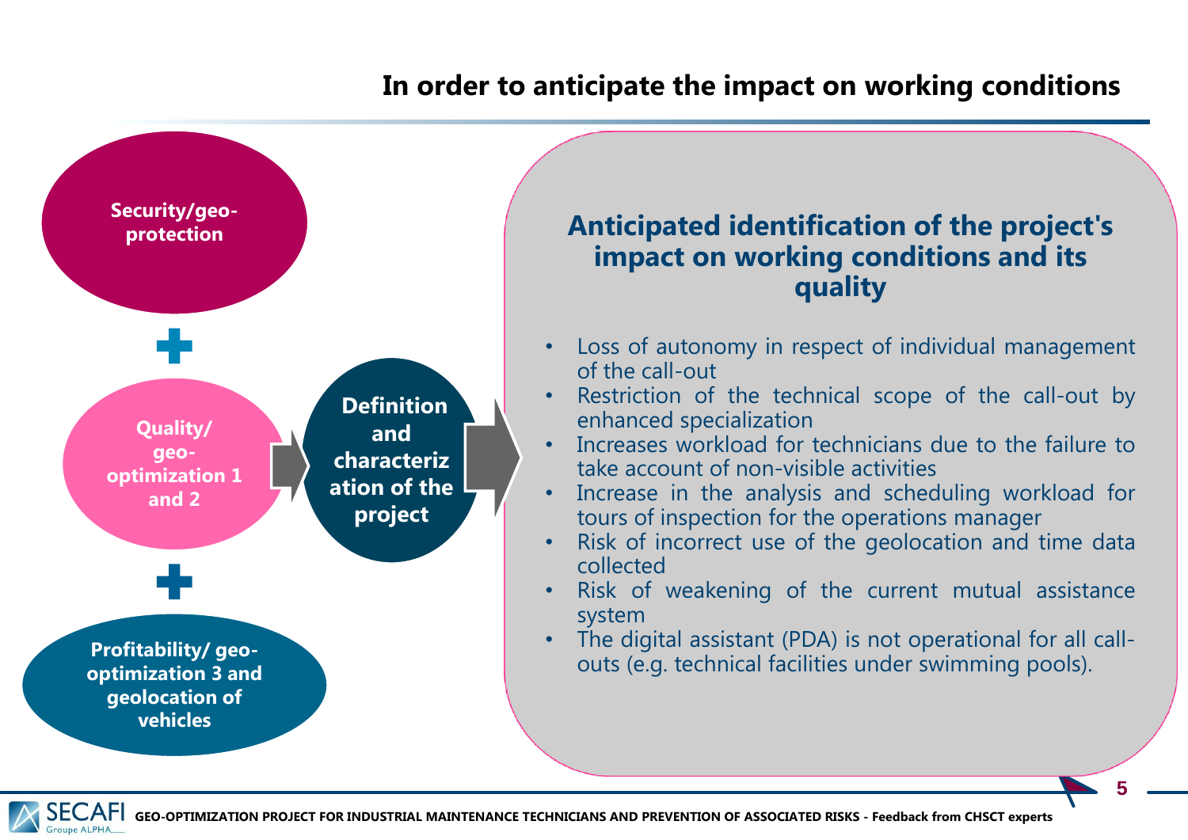# In order to anticipate the impact on working conditions

**Security/geo-protection**

\+

**Quality/ geo-optimization 1 and 2**

\+

**Profitability/ geo-optimization 3 and geolocation of vehicles**

→ **Definition and characterization of the project** →

## Anticipated identification of the project's impact on working conditions and its quality

- Loss of autonomy in respect of individual management of the call-out
- Restriction of the technical scope of the call-out by enhanced specialization
- Increases workload for technicians due to the failure to take account of non-visible activities
- Increase in the analysis and scheduling workload for tours of inspection for the operations manager
- Risk of incorrect use of the geolocation and time data collected
- Risk of weakening of the current mutual assistance system
- The digital assistant (PDA) is not operational for all call-outs (e.g. technical facilities under swimming pools).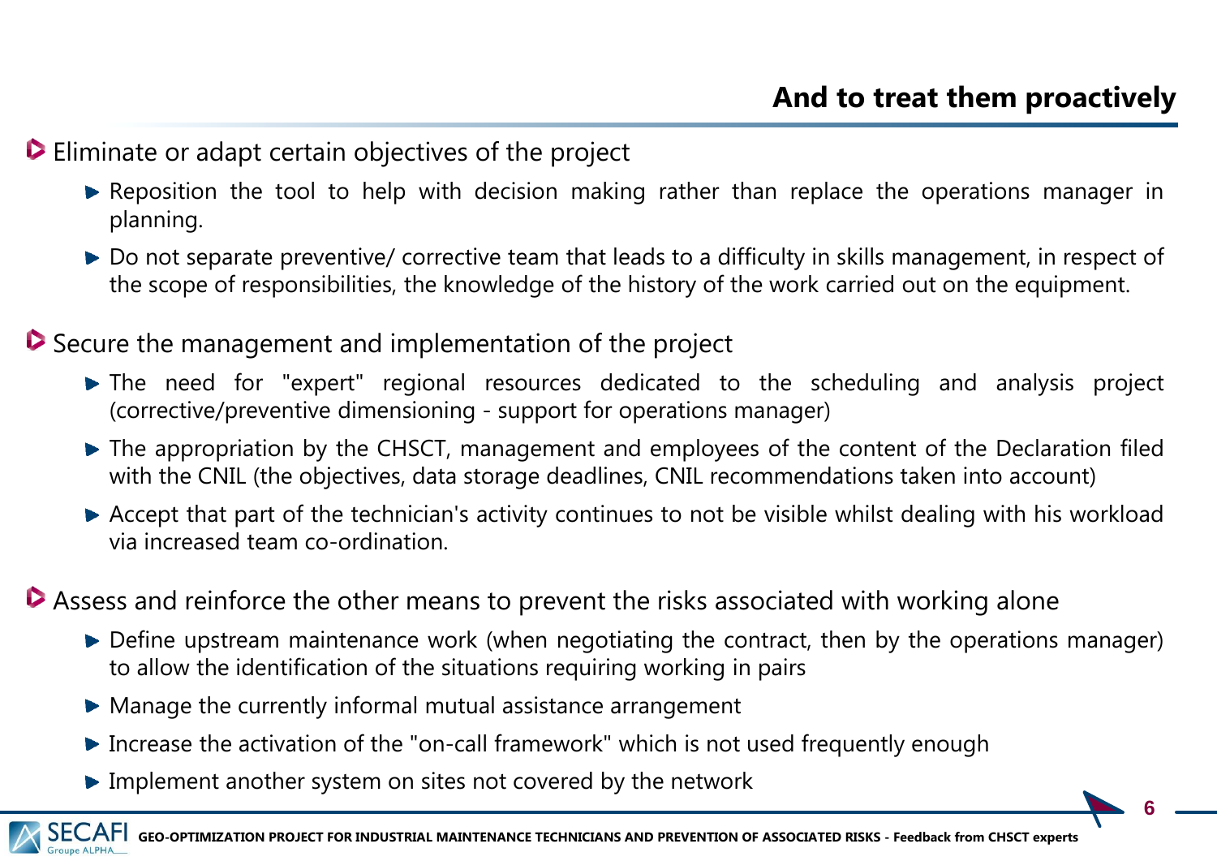## And to treat them proactively

- Eliminate or adapt certain objectives of the project
  - Reposition the tool to help with decision making rather than replace the operations manager in planning.
  - Do not separate preventive/ corrective team that leads to a difficulty in skills management, in respect of the scope of responsibilities, the knowledge of the history of the work carried out on the equipment.
- Secure the management and implementation of the project
  - The need for "expert" regional resources dedicated to the scheduling and analysis project (corrective/preventive dimensioning - support for operations manager)
  - The appropriation by the CHSCT, management and employees of the content of the Declaration filed with the CNIL (the objectives, data storage deadlines, CNIL recommendations taken into account)
  - Accept that part of the technician's activity continues to not be visible whilst dealing with his workload via increased team co-ordination.
- Assess and reinforce the other means to prevent the risks associated with working alone
  - Define upstream maintenance work (when negotiating the contract, then by the operations manager) to allow the identification of the situations requiring working in pairs
  - Manage the currently informal mutual assistance arrangement
  - Increase the activation of the "on-call framework" which is not used frequently enough
  - Implement another system on sites not covered by the network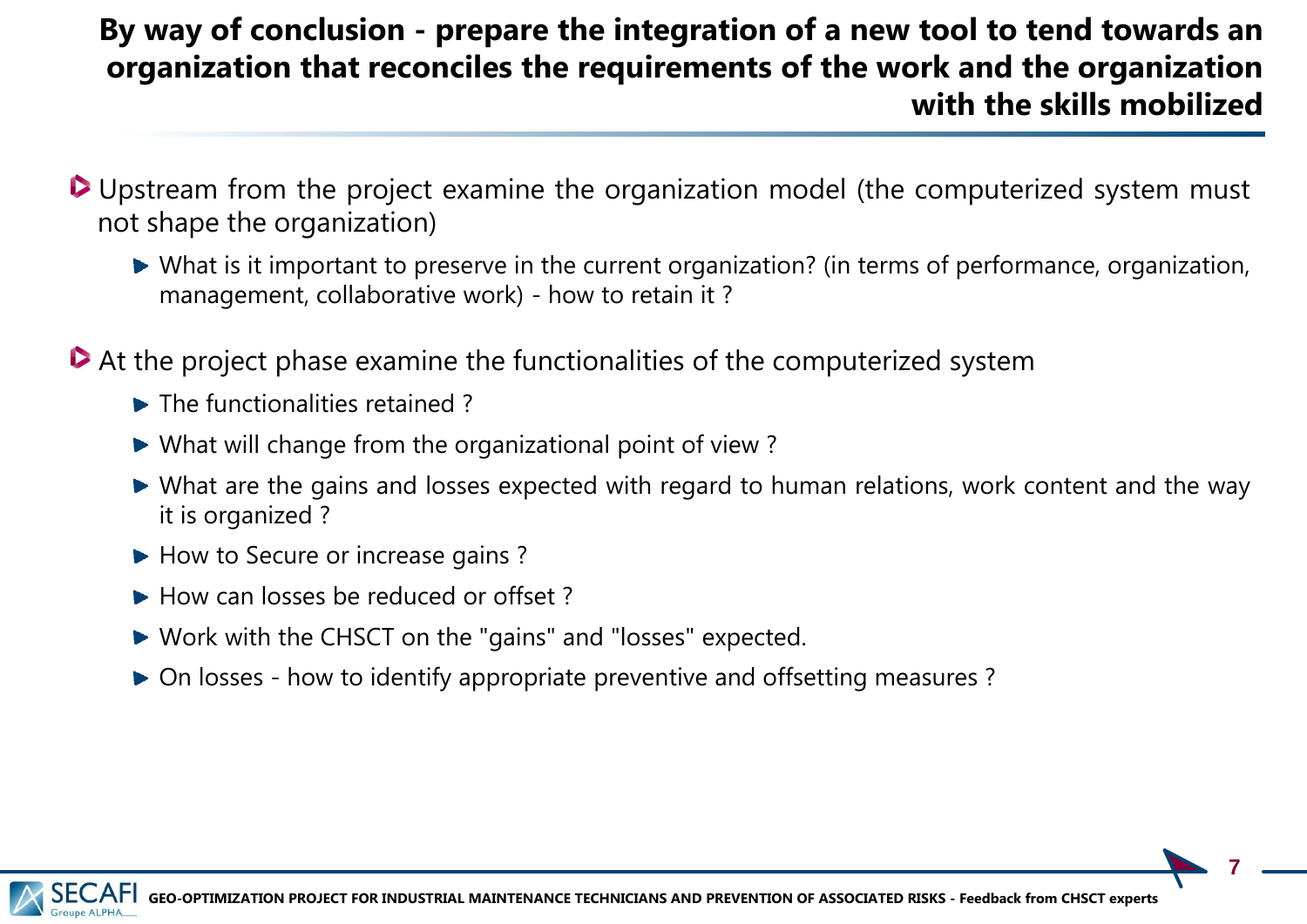# By way of conclusion - prepare the integration of a new tool to tend towards an organization that reconciles the requirements of the work and the organization with the skills mobilized

- Upstream from the project examine the organization model (the computerized system must not shape the organization)
  - What is it important to preserve in the current organization? (in terms of performance, organization, management, collaborative work) - how to retain it ?

- At the project phase examine the functionalities of the computerized system
  - The functionalities retained ?
  - What will change from the organizational point of view ?
  - What are the gains and losses expected with regard to human relations, work content and the way it is organized ?
  - How to Secure or increase gains ?
  - How can losses be reduced or offset ?
  - Work with the CHSCT on the "gains" and "losses" expected.
  - On losses - how to identify appropriate preventive and offsetting measures ?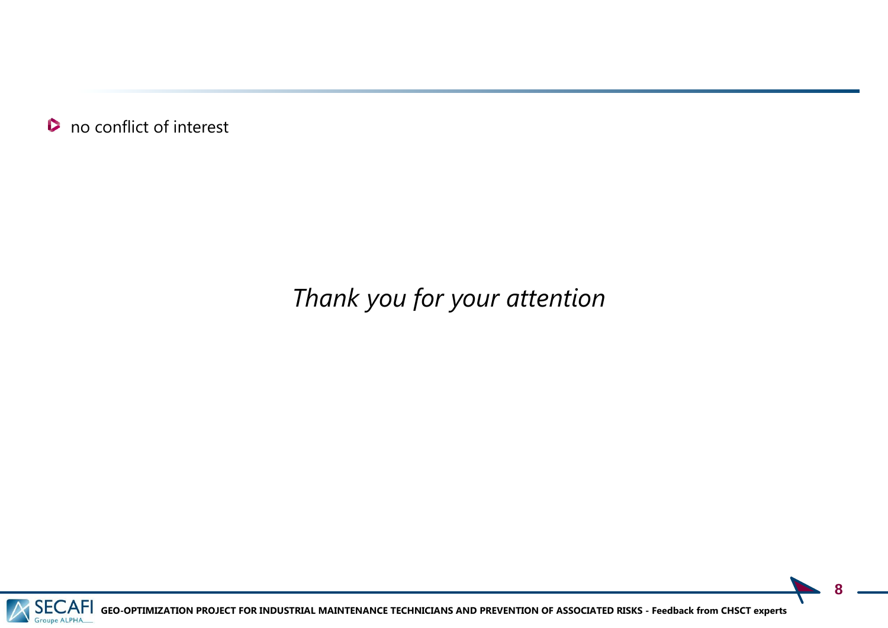- no conflict of interest

*Thank you for your attention*